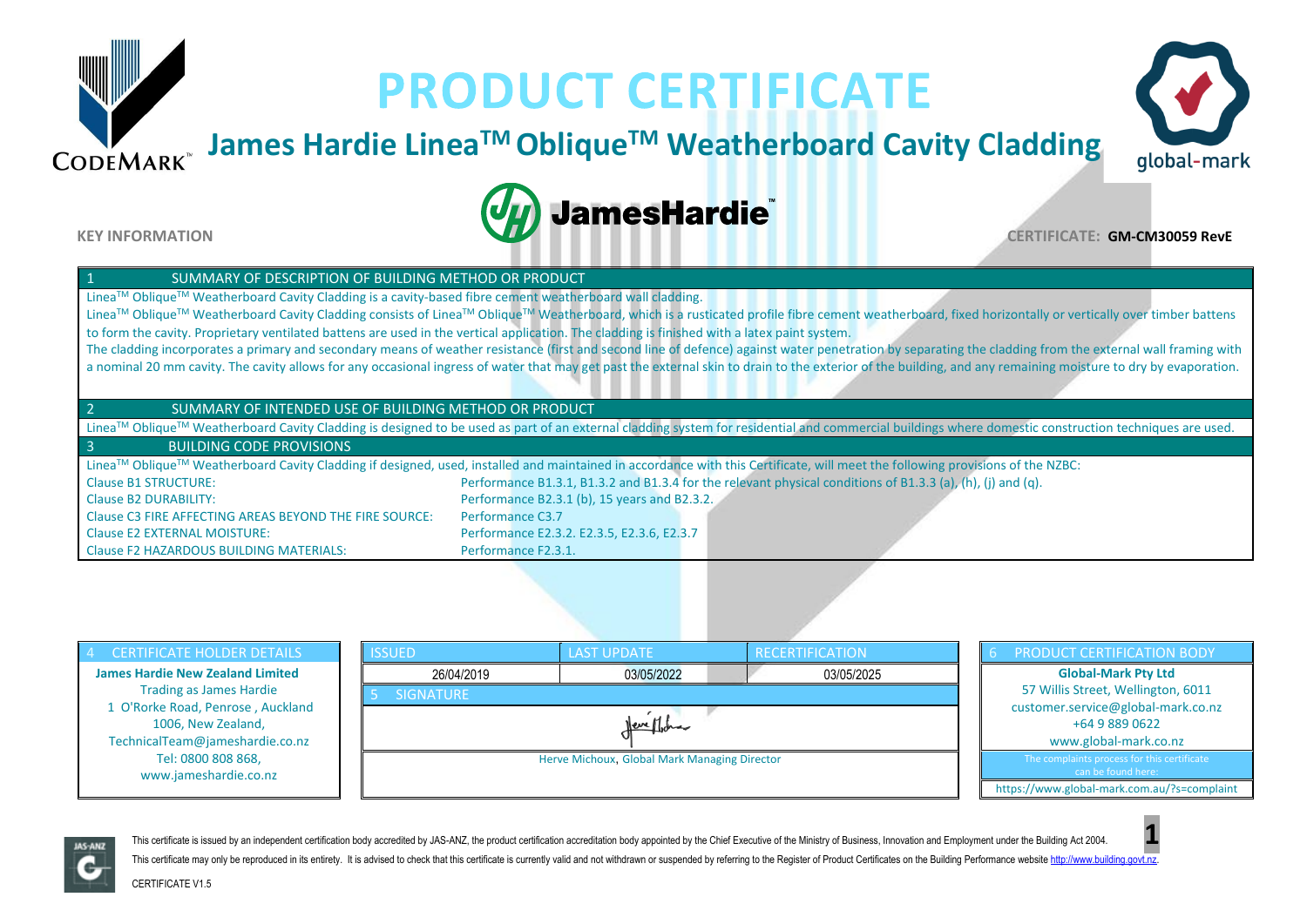# PRODUCT CERTIFICATE

## James Hardie Linea™ Oblique™ Weatherboard Cavity Cladding

**KEY INFORMATION**

**CERTIFICATE: GM-CM30059 RevE**

### 1 SUMMARY OF DESCRIPTION OF BUILDING METHOD OR PRODUCT

Linea™ Oblique™ Weatherboard Cavity Cladding is a cavity-based fibre cement weatherboard wall cladding.

Linea™ Oblique™ Weatherboard Cavity Cladding consists of Linea™ Oblique™ Weatherboard, which is a rusticated profile fibre cement weatherboard, fixed horizontally or vertically over timber battens to form the cavity. Proprietary ventilated battens are used in the vertical application. The cladding is finished with a latex paint system.

The cladding incorporates a primary and secondary means of weather resistance (first and second line of defence) against water penetration by separating the cladding from the external wall framing with a nominal 20 mm cavity. The cavity allows for any occasional ingress of water that may get past the external skin to drain to the exterior of the building, and any remaining moisture to dry by evaporation.

### 2 SUMMARY OF INTENDED USE OF BUILDING METHOD OR PRODUCT

Linea™ Oblique™ Weatherboard Cavity Cladding is designed to be used as part of an external cladding system for residential and commercial buildings where domestic construction techniques are used.

### 3 BUILDING CODE PROVISIONS

Linea™ Oblique™ Weatherboard Cavity Cladding if designed, used, installed and maintained in accordance with this Certificate, will meet the following provisions of the NZBC:

| Clause | Performance |
|---|---|
| Clause B1 STRUCTURE: | Performance B1.3.1, B1.3.2 and B1.3.4 for the relevant physical conditions of B1.3.3 (a), (h), (j) and (q). |
| Clause B2 DURABILITY: | Performance B2.3.1 (b), 15 years and B2.3.2. |
| Clause C3 FIRE AFFECTING AREAS BEYOND THE FIRE SOURCE: | Performance C3.7 |
| Clause E2 EXTERNAL MOISTURE: | Performance E2.3.2. E2.3.5, E2.3.6, E2.3.7 |
| Clause F2 HAZARDOUS BUILDING MATERIALS: | Performance F2.3.1. |

### 4 CERTIFICATE HOLDER DETAILS

**James Hardie New Zealand Limited**
Trading as James Hardie
1 O'Rorke Road, Penrose , Auckland
1006, New Zealand,
TechnicalTeam@jameshardie.co.nz
Tel: 0800 808 868,
www.jameshardie.co.nz

| ISSUED | LAST UPDATE | RECERTIFICATION |
|---|---|---|
| 26/04/2019 | 03/05/2022 | 03/05/2025 |

### 5 SIGNATURE

Herve Michoux, Global Mark Managing Director

### 6 PRODUCT CERTIFICATION BODY

**Global-Mark Pty Ltd**
57 Willis Street, Wellington, 6011
customer.service@global-mark.co.nz
+64 9 889 0622
www.global-mark.co.nz

The complaints process for this certificate can be found here:
https://www.global-mark.com.au/?s=complaint

This certificate is issued by an independent certification body accredited by JAS-ANZ, the product certification accreditation body appointed by the Chief Executive of the Ministry of Business, Innovation and Employment under the Building Act 2004.

This certificate may only be reproduced in its entirety. It is advised to check that this certificate is currently valid and not withdrawn or suspended by referring to the Register of Product Certificates on the Building Performance website http://www.building.govt.nz.

CERTIFICATE V1.5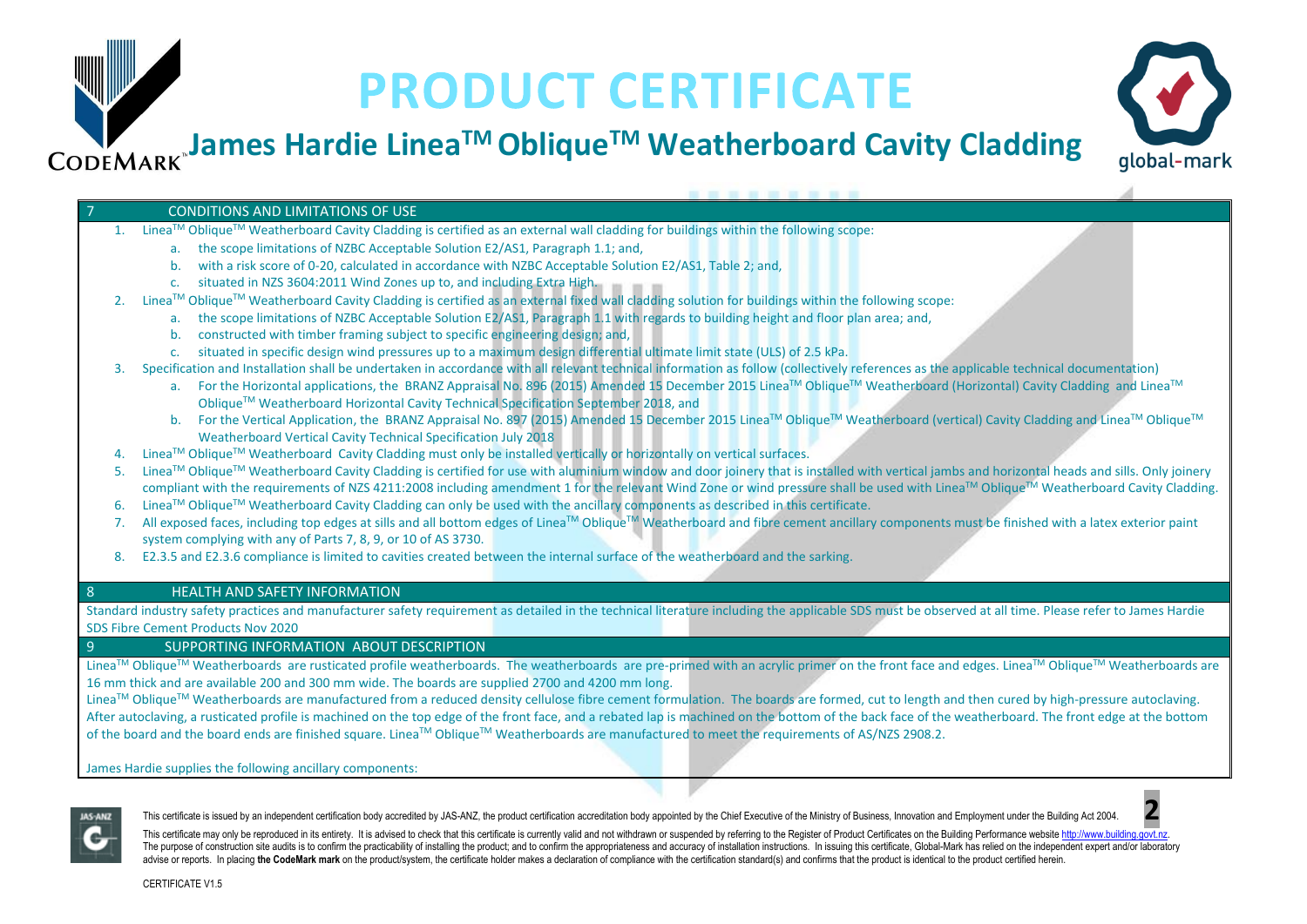# PRODUCT CERTIFICATE

## James Hardie Linea™ Oblique™ Weatherboard Cavity Cladding

### 7 CONDITIONS AND LIMITATIONS OF USE

1. Linea™ Oblique™ Weatherboard Cavity Cladding is certified as an external wall cladding for buildings within the following scope:
   a. the scope limitations of NZBC Acceptable Solution E2/AS1, Paragraph 1.1; and,
   b. with a risk score of 0-20, calculated in accordance with NZBC Acceptable Solution E2/AS1, Table 2; and,
   c. situated in NZS 3604:2011 Wind Zones up to, and including Extra High.
2. Linea™ Oblique™ Weatherboard Cavity Cladding is certified as an external fixed wall cladding solution for buildings within the following scope:
   a. the scope limitations of NZBC Acceptable Solution E2/AS1, Paragraph 1.1 with regards to building height and floor plan area; and,
   b. constructed with timber framing subject to specific engineering design; and,
   c. situated in specific design wind pressures up to a maximum design differential ultimate limit state (ULS) of 2.5 kPa.
3. Specification and Installation shall be undertaken in accordance with all relevant technical information as follow (collectively references as the applicable technical documentation)
   a. For the Horizontal applications, the BRANZ Appraisal No. 896 (2015) Amended 15 December 2015 Linea™ Oblique™ Weatherboard (Horizontal) Cavity Cladding and Linea™ Oblique™ Weatherboard Horizontal Cavity Technical Specification September 2018, and
   b. For the Vertical Application, the BRANZ Appraisal No. 897 (2015) Amended 15 December 2015 Linea™ Oblique™ Weatherboard (vertical) Cavity Cladding and Linea™ Oblique™ Weatherboard Vertical Cavity Technical Specification July 2018
4. Linea™ Oblique™ Weatherboard Cavity Cladding must only be installed vertically or horizontally on vertical surfaces.
5. Linea™ Oblique™ Weatherboard Cavity Cladding is certified for use with aluminium window and door joinery that is installed with vertical jambs and horizontal heads and sills. Only joinery compliant with the requirements of NZS 4211:2008 including amendment 1 for the relevant Wind Zone or wind pressure shall be used with Linea™ Oblique™ Weatherboard Cavity Cladding.
6. Linea™ Oblique™ Weatherboard Cavity Cladding can only be used with the ancillary components as described in this certificate.
7. All exposed faces, including top edges at sills and all bottom edges of Linea™ Oblique™ Weatherboard and fibre cement ancillary components must be finished with a latex exterior paint system complying with any of Parts 7, 8, 9, or 10 of AS 3730.
8. E2.3.5 and E2.3.6 compliance is limited to cavities created between the internal surface of the weatherboard and the sarking.

### 8 HEALTH AND SAFETY INFORMATION

Standard industry safety practices and manufacturer safety requirement as detailed in the technical literature including the applicable SDS must be observed at all time. Please refer to James Hardie SDS Fibre Cement Products Nov 2020

### 9 SUPPORTING INFORMATION ABOUT DESCRIPTION

Linea™ Oblique™ Weatherboards are rusticated profile weatherboards. The weatherboards are pre-primed with an acrylic primer on the front face and edges. Linea™ Oblique™ Weatherboards are 16 mm thick and are available 200 and 300 mm wide. The boards are supplied 2700 and 4200 mm long.

Linea™ Oblique™ Weatherboards are manufactured from a reduced density cellulose fibre cement formulation. The boards are formed, cut to length and then cured by high-pressure autoclaving. After autoclaving, a rusticated profile is machined on the top edge of the front face, and a rebated lap is machined on the bottom of the back face of the weatherboard. The front edge at the bottom of the board and the board ends are finished square. Linea™ Oblique™ Weatherboards are manufactured to meet the requirements of AS/NZS 2908.2.

James Hardie supplies the following ancillary components:

This certificate is issued by an independent certification body accredited by JAS-ANZ, the product certification accreditation body appointed by the Chief Executive of the Ministry of Business, Innovation and Employment under the Building Act 2004.

This certificate may only be reproduced in its entirety. It is advised to check that this certificate is currently valid and not withdrawn or suspended by referring to the Register of Product Certificates on the Building Performance website http://www.building.govt.nz. The purpose of construction site audits is to confirm the practicability of installing the product; and to confirm the appropriateness and accuracy of installation instructions. In issuing this certificate, Global-Mark has relied on the independent expert and/or laboratory advise or reports. In placing **the CodeMark mark** on the product/system, the certificate holder makes a declaration of compliance with the certification standard(s) and confirms that the product is identical to the product certified herein.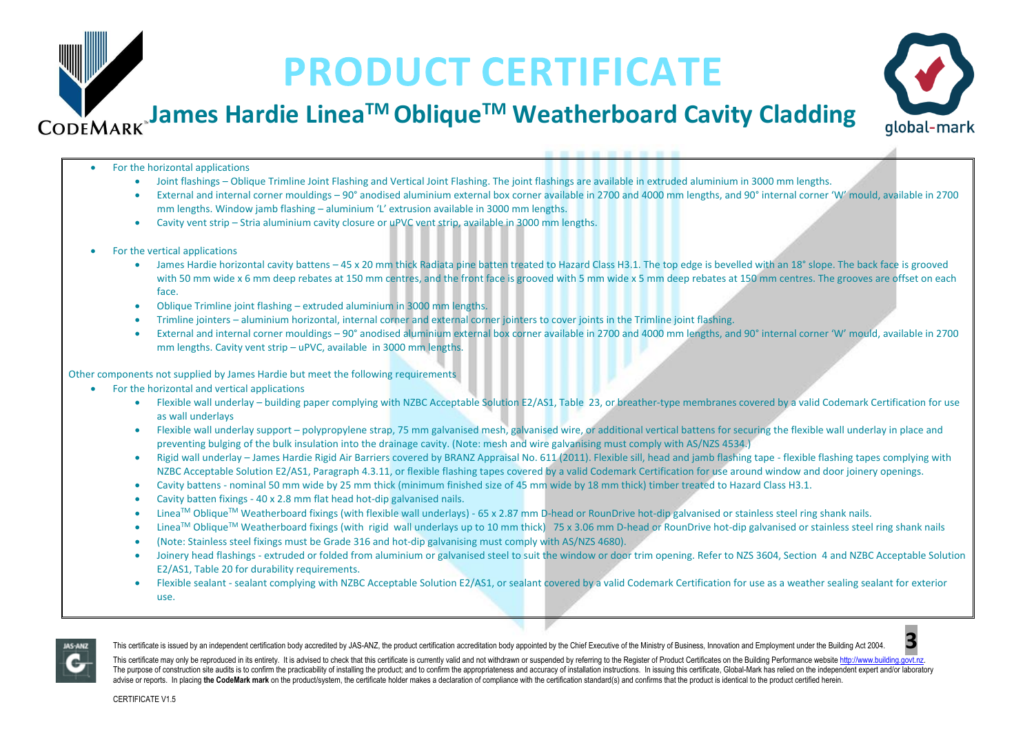- For the horizontal applications
    - Joint flashings – Oblique Trimline Joint Flashing and Vertical Joint Flashing. The joint flashings are available in extruded aluminium in 3000 mm lengths.
    - External and internal corner mouldings – 90° anodised aluminium external box corner available in 2700 and 4000 mm lengths, and 90° internal corner 'W' mould, available in 2700 mm lengths. Window jamb flashing – aluminium 'L' extrusion available in 3000 mm lengths.
    - Cavity vent strip – Stria aluminium cavity closure or uPVC vent strip, available in 3000 mm lengths.

- For the vertical applications
    - James Hardie horizontal cavity battens – 45 x 20 mm thick Radiata pine batten treated to Hazard Class H3.1. The top edge is bevelled with an 18° slope. The back face is grooved with 50 mm wide x 6 mm deep rebates at 150 mm centres, and the front face is grooved with 5 mm wide x 5 mm deep rebates at 150 mm centres. The grooves are offset on each face.
    - Oblique Trimline joint flashing – extruded aluminium in 3000 mm lengths.
    - Trimline jointers – aluminium horizontal, internal corner and external corner jointers to cover joints in the Trimline joint flashing.
    - External and internal corner mouldings – 90° anodised aluminium external box corner available in 2700 and 4000 mm lengths, and 90° internal corner 'W' mould, available in 2700 mm lengths. Cavity vent strip – uPVC, available in 3000 mm lengths.

Other components not supplied by James Hardie but meet the following requirements

- For the horizontal and vertical applications
    - Flexible wall underlay – building paper complying with NZBC Acceptable Solution E2/AS1, Table 23, or breather-type membranes covered by a valid Codemark Certification for use as wall underlays
    - Flexible wall underlay support – polypropylene strap, 75 mm galvanised mesh, galvanised wire, or additional vertical battens for securing the flexible wall underlay in place and preventing bulging of the bulk insulation into the drainage cavity. (Note: mesh and wire galvanising must comply with AS/NZS 4534.)
    - Rigid wall underlay – James Hardie Rigid Air Barriers covered by BRANZ Appraisal No. 611 (2011). Flexible sill, head and jamb flashing tape - flexible flashing tapes complying with NZBC Acceptable Solution E2/AS1, Paragraph 4.3.11, or flexible flashing tapes covered by a valid Codemark Certification for use around window and door joinery openings.
    - Cavity battens - nominal 50 mm wide by 25 mm thick (minimum finished size of 45 mm wide by 18 mm thick) timber treated to Hazard Class H3.1.
    - Cavity batten fixings - 40 x 2.8 mm flat head hot-dip galvanised nails.
    - Linea™ Oblique™ Weatherboard fixings (with flexible wall underlays) - 65 x 2.87 mm D-head or RounDrive hot-dip galvanised or stainless steel ring shank nails.
    - Linea™ Oblique™ Weatherboard fixings (with rigid wall underlays up to 10 mm thick) 75 x 3.06 mm D-head or RounDrive hot-dip galvanised or stainless steel ring shank nails
    - (Note: Stainless steel fixings must be Grade 316 and hot-dip galvanising must comply with AS/NZS 4680).
    - Joinery head flashings - extruded or folded from aluminium or galvanised steel to suit the window or door trim opening. Refer to NZS 3604, Section 4 and NZBC Acceptable Solution E2/AS1, Table 20 for durability requirements.
    - Flexible sealant - sealant complying with NZBC Acceptable Solution E2/AS1, or sealant covered by a valid Codemark Certification for use as a weather sealing sealant for exterior use.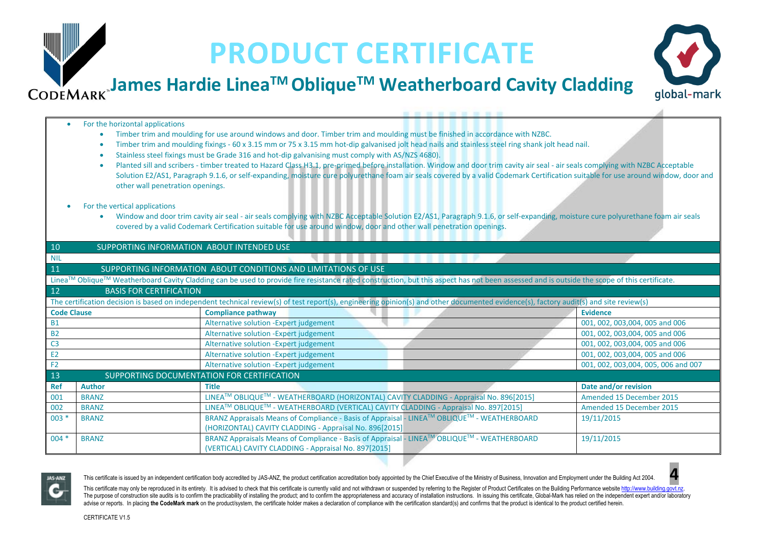- For the horizontal applications
  - Timber trim and moulding for use around windows and door. Timber trim and moulding must be finished in accordance with NZBC.
  - Timber trim and moulding fixings - 60 x 3.15 mm or 75 x 3.15 mm hot-dip galvanised jolt head nails and stainless steel ring shank jolt head nail.
  - Stainless steel fixings must be Grade 316 and hot-dip galvanising must comply with AS/NZS 4680).
  - Planted sill and scribers - timber treated to Hazard Class H3.1, pre-primed before installation. Window and door trim cavity air seal - air seals complying with NZBC Acceptable Solution E2/AS1, Paragraph 9.1.6, or self-expanding, moisture cure polyurethane foam air seals covered by a valid Codemark Certification suitable for use around window, door and other wall penetration openings.

- For the vertical applications
  - Window and door trim cavity air seal - air seals complying with NZBC Acceptable Solution E2/AS1, Paragraph 9.1.6, or self-expanding, moisture cure polyurethane foam air seals covered by a valid Codemark Certification suitable for use around window, door and other wall penetration openings.

## 10 SUPPORTING INFORMATION ABOUT INTENDED USE

NIL

## 11 SUPPORTING INFORMATION ABOUT CONDITIONS AND LIMITATIONS OF USE

Linea™ Oblique™ Weatherboard Cavity Cladding can be used to provide fire resistance rated construction, but this aspect has not been assessed and is outside the scope of this certificate.

## 12 BASIS FOR CERTIFICATION

The certification decision is based on independent technical review(s) of test report(s), engineering opinion(s) and other documented evidence(s), factory audit(s) and site review(s)

| Code Clause | Compliance pathway | Evidence |
|---|---|---|
| B1 | Alternative solution -Expert judgement | 001, 002, 003,004, 005 and 006 |
| B2 | Alternative solution -Expert judgement | 001, 002, 003,004, 005 and 006 |
| C3 | Alternative solution -Expert judgement | 001, 002, 003,004, 005 and 006 |
| E2 | Alternative solution -Expert judgement | 001, 002, 003,004, 005 and 006 |
| F2 | Alternative solution -Expert judgement | 001, 002, 003,004, 005, 006 and 007 |

## 13 SUPPORTING DOCUMENTATION FOR CERTIFICATION

| Ref | Author | Title | Date and/or revision |
|---|---|---|---|
| 001 | BRANZ | LINEA™ OBLIQUE™ - WEATHERBOARD (HORIZONTAL) CAVITY CLADDING - Appraisal No. 896[2015] | Amended 15 December 2015 |
| 002 | BRANZ | LINEA™ OBLIQUE™ - WEATHERBOARD (VERTICAL) CAVITY CLADDING - Appraisal No. 897[2015] | Amended 15 December 2015 |
| 003 * | BRANZ | BRANZ Appraisals Means of Compliance - Basis of Appraisal - LINEA™ OBLIQUE™ - WEATHERBOARD (HORIZONTAL) CAVITY CLADDING - Appraisal No. 896[2015] | 19/11/2015 |
| 004 * | BRANZ | BRANZ Appraisals Means of Compliance - Basis of Appraisal - LINEA™ OBLIQUE™ - WEATHERBOARD (VERTICAL) CAVITY CLADDING - Appraisal No. 897[2015] | 19/11/2015 |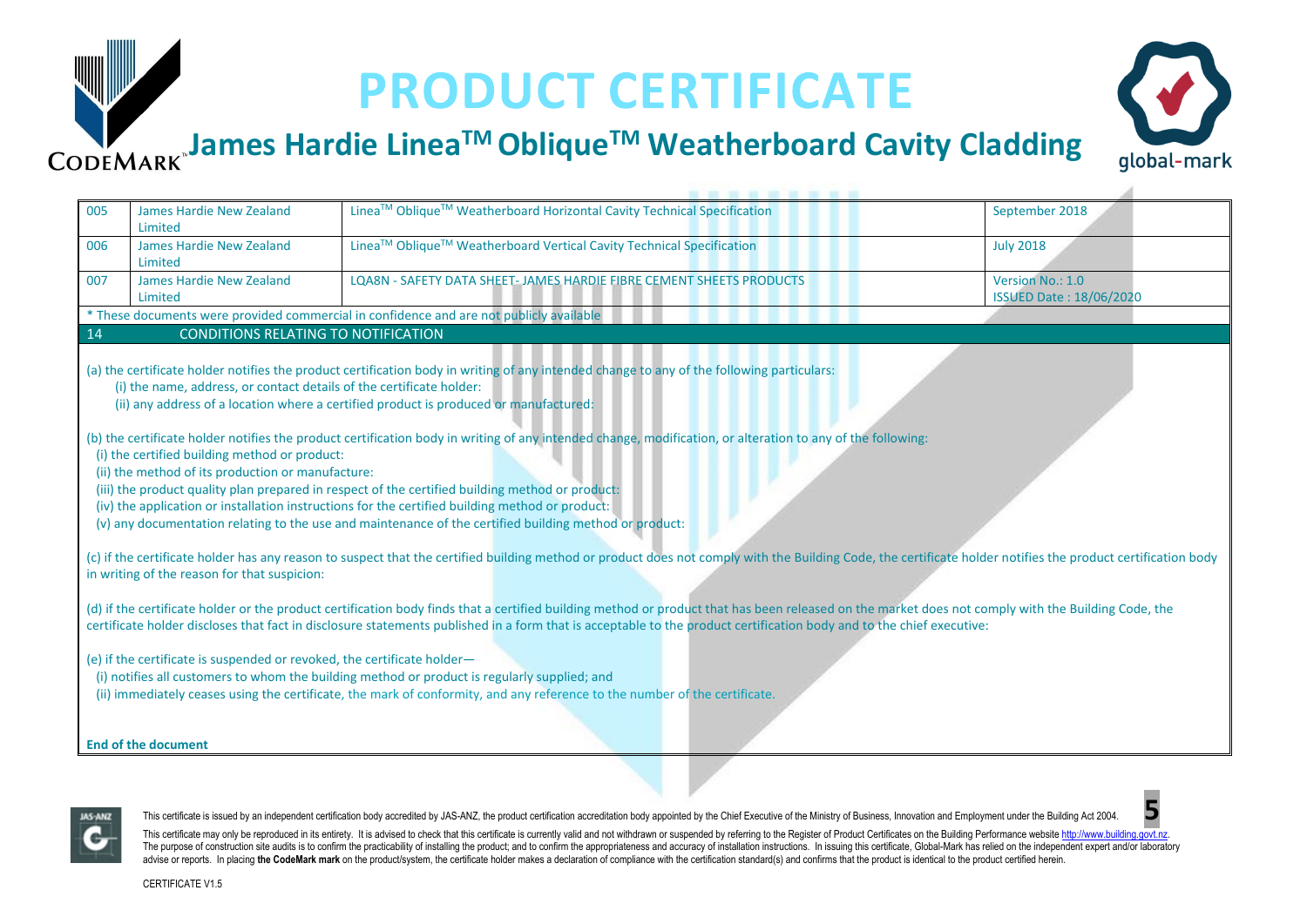# PRODUCT CERTIFICATE

## James Hardie Linea[TM] Oblique[TM] Weatherboard Cavity Cladding

| | | | |
|---|---|---|---|
| 005 | James Hardie New Zealand Limited | Linea[TM] Oblique[TM] Weatherboard Horizontal Cavity Technical Specification | September 2018 |
| 006 | James Hardie New Zealand Limited | Linea[TM] Oblique[TM] Weatherboard Vertical Cavity Technical Specification | July 2018 |
| 007 | James Hardie New Zealand Limited | LQA8N - SAFETY DATA SHEET- JAMES HARDIE FIBRE CEMENT SHEETS PRODUCTS | Version No.: 1.0<br>ISSUED Date : 18/06/2020 |

* These documents were provided commercial in confidence and are not publicly available

### 14 CONDITIONS RELATING TO NOTIFICATION

(a) the certificate holder notifies the product certification body in writing of any intended change to any of the following particulars:
 (i) the name, address, or contact details of the certificate holder:
 (ii) any address of a location where a certified product is produced or manufactured:

(b) the certificate holder notifies the product certification body in writing of any intended change, modification, or alteration to any of the following:
 (i) the certified building method or product:
 (ii) the method of its production or manufacture:
 (iii) the product quality plan prepared in respect of the certified building method or product:
 (iv) the application or installation instructions for the certified building method or product:
 (v) any documentation relating to the use and maintenance of the certified building method or product:

(c) if the certificate holder has any reason to suspect that the certified building method or product does not comply with the Building Code, the certificate holder notifies the product certification body in writing of the reason for that suspicion:

(d) if the certificate holder or the product certification body finds that a certified building method or product that has been released on the market does not comply with the Building Code, the certificate holder discloses that fact in disclosure statements published in a form that is acceptable to the product certification body and to the chief executive:

(e) if the certificate is suspended or revoked, the certificate holder—
 (i) notifies all customers to whom the building method or product is regularly supplied; and
 (ii) immediately ceases using the certificate, the mark of conformity, and any reference to the number of the certificate.

**End of the document**

This certificate is issued by an independent certification body accredited by JAS-ANZ, the product certification accreditation body appointed by the Chief Executive of the Ministry of Business, Innovation and Employment under the Building Act 2004.

This certificate may only be reproduced in its entirety. It is advised to check that this certificate is currently valid and not withdrawn or suspended by referring to the Register of Product Certificates on the Building Performance website http://www.building.govt.nz. The purpose of construction site audits is to confirm the practicability of installing the product; and to confirm the appropriateness and accuracy of installation instructions. In issuing this certificate, Global-Mark has relied on the independent expert and/or laboratory advise or reports. In placing **the CodeMark mark** on the product/system, the certificate holder makes a declaration of compliance with the certification standard(s) and confirms that the product is identical to the product certified herein.

CERTIFICATE V1.5